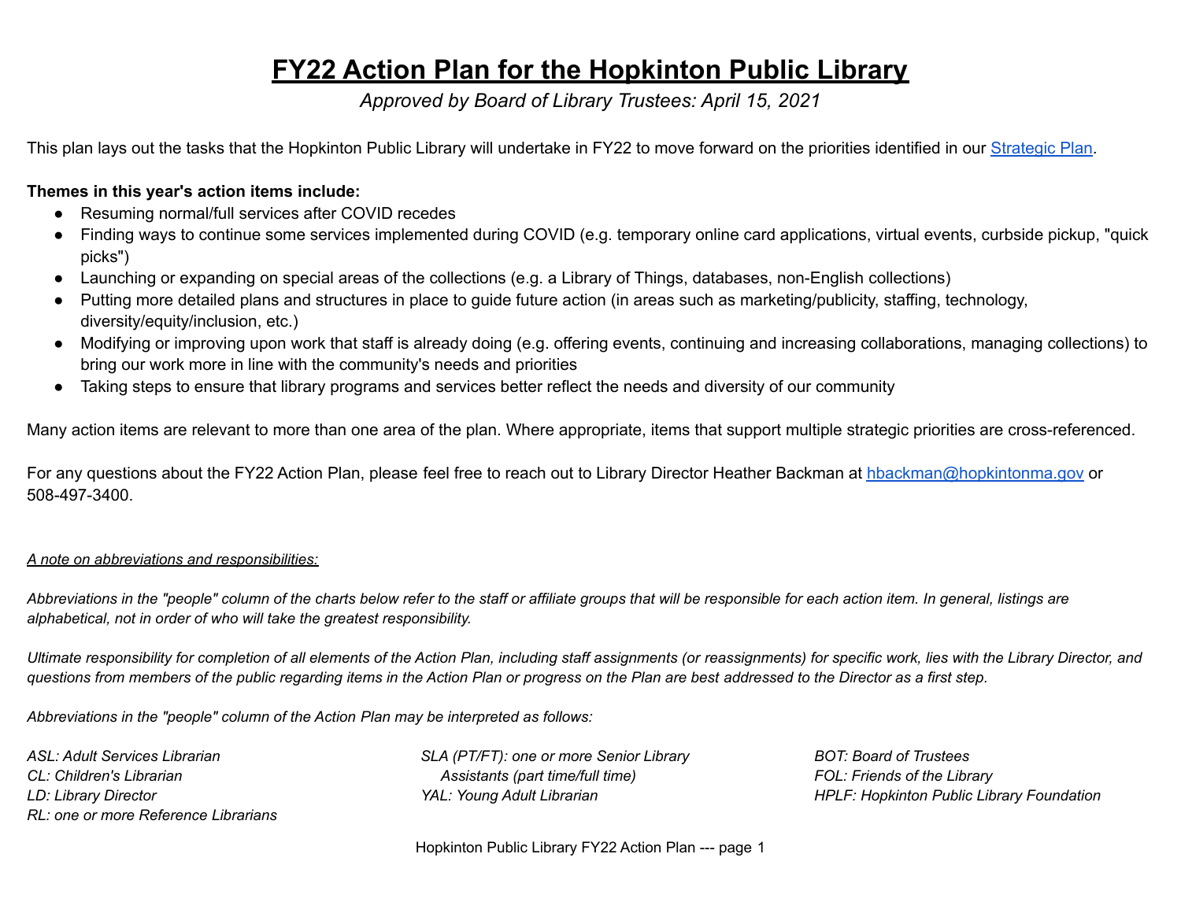# FY22 Action Plan for the Hopkinton Public Library

*Approved by Board of Library Trustees: April 15, 2021*

This plan lays out the tasks that the Hopkinton Public Library will undertake in FY22 to move forward on the priorities identified in our [Strategic Plan](Strategic Plan).

**Themes in this year's action items include:**

- Resuming normal/full services after COVID recedes
- Finding ways to continue some services implemented during COVID (e.g. temporary online card applications, virtual events, curbside pickup, "quick picks")
- Launching or expanding on special areas of the collections (e.g. a Library of Things, databases, non-English collections)
- Putting more detailed plans and structures in place to guide future action (in areas such as marketing/publicity, staffing, technology, diversity/equity/inclusion, etc.)
- Modifying or improving upon work that staff is already doing (e.g. offering events, continuing and increasing collaborations, managing collections) to bring our work more in line with the community's needs and priorities
- Taking steps to ensure that library programs and services better reflect the needs and diversity of our community

Many action items are relevant to more than one area of the plan. Where appropriate, items that support multiple strategic priorities are cross-referenced.

For any questions about the FY22 Action Plan, please feel free to reach out to Library Director Heather Backman at hbackman@hopkintonma.gov or 508-497-3400.

*A note on abbreviations and responsibilities:*

*Abbreviations in the "people" column of the charts below refer to the staff or affiliate groups that will be responsible for each action item. In general, listings are alphabetical, not in order of who will take the greatest responsibility.*

*Ultimate responsibility for completion of all elements of the Action Plan, including staff assignments (or reassignments) for specific work, lies with the Library Director, and questions from members of the public regarding items in the Action Plan or progress on the Plan are best addressed to the Director as a first step.*

*Abbreviations in the "people" column of the Action Plan may be interpreted as follows:*

*ASL: Adult Services Librarian*
*CL: Children's Librarian*
*LD: Library Director*
*RL: one or more Reference Librarians*
*SLA (PT/FT): one or more Senior Library Assistants (part time/full time)*
*YAL: Young Adult Librarian*
*BOT: Board of Trustees*
*FOL: Friends of the Library*
*HPLF: Hopkinton Public Library Foundation*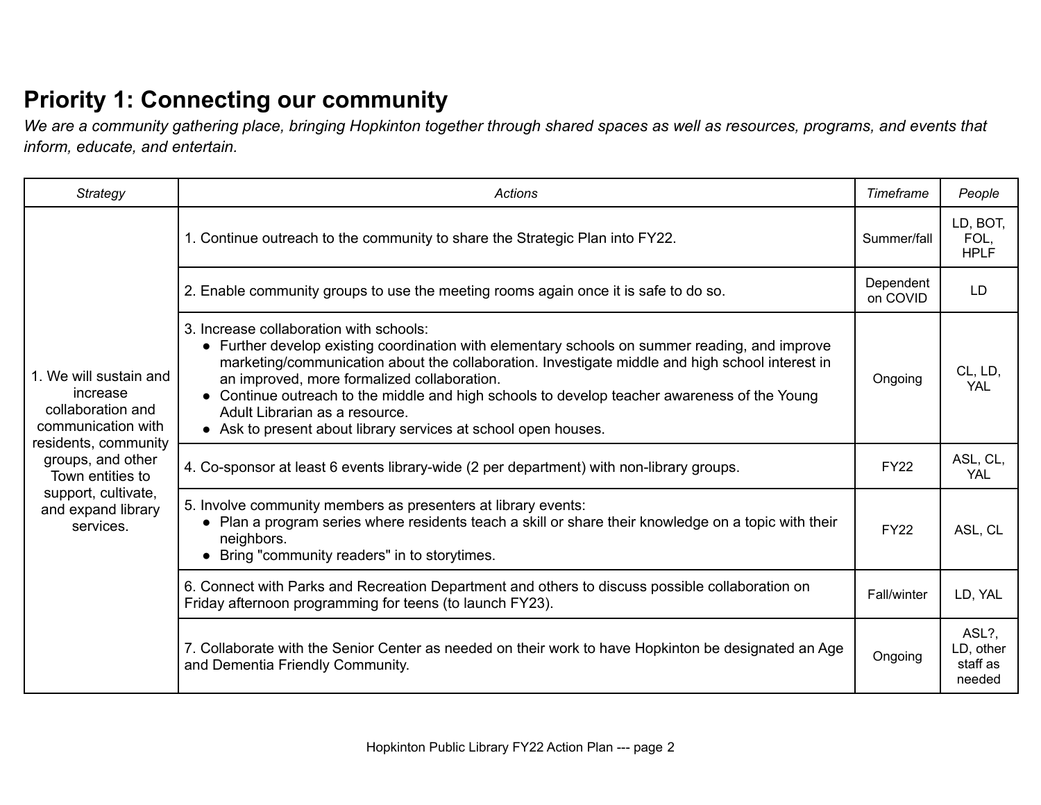## Priority 1: Connecting our community

*We are a community gathering place, bringing Hopkinton together through shared spaces as well as resources, programs, and events that inform, educate, and entertain.*

| *Strategy* | *Actions* | *Timeframe* | *People* |
|---|---|---|---|
| 1. We will sustain and increase collaboration and communication with residents, community groups, and other Town entities to support, cultivate, and expand library services. | 1. Continue outreach to the community to share the Strategic Plan into FY22. | Summer/fall | LD, BOT, FOL, HPLF |
| | 2. Enable community groups to use the meeting rooms again once it is safe to do so. | Dependent on COVID | LD |
| | 3. Increase collaboration with schools:<br>● Further develop existing coordination with elementary schools on summer reading, and improve marketing/communication about the collaboration. Investigate middle and high school interest in an improved, more formalized collaboration.<br>● Continue outreach to the middle and high schools to develop teacher awareness of the Young Adult Librarian as a resource.<br>● Ask to present about library services at school open houses. | Ongoing | CL, LD, YAL |
| | 4. Co-sponsor at least 6 events library-wide (2 per department) with non-library groups. | FY22 | ASL, CL, YAL |
| | 5. Involve community members as presenters at library events:<br>● Plan a program series where residents teach a skill or share their knowledge on a topic with their neighbors.<br>● Bring "community readers" in to storytimes. | FY22 | ASL, CL |
| | 6. Connect with Parks and Recreation Department and others to discuss possible collaboration on Friday afternoon programming for teens (to launch FY23). | Fall/winter | LD, YAL |
| | 7. Collaborate with the Senior Center as needed on their work to have Hopkinton be designated an Age and Dementia Friendly Community. | Ongoing | ASL?, LD, other staff as needed |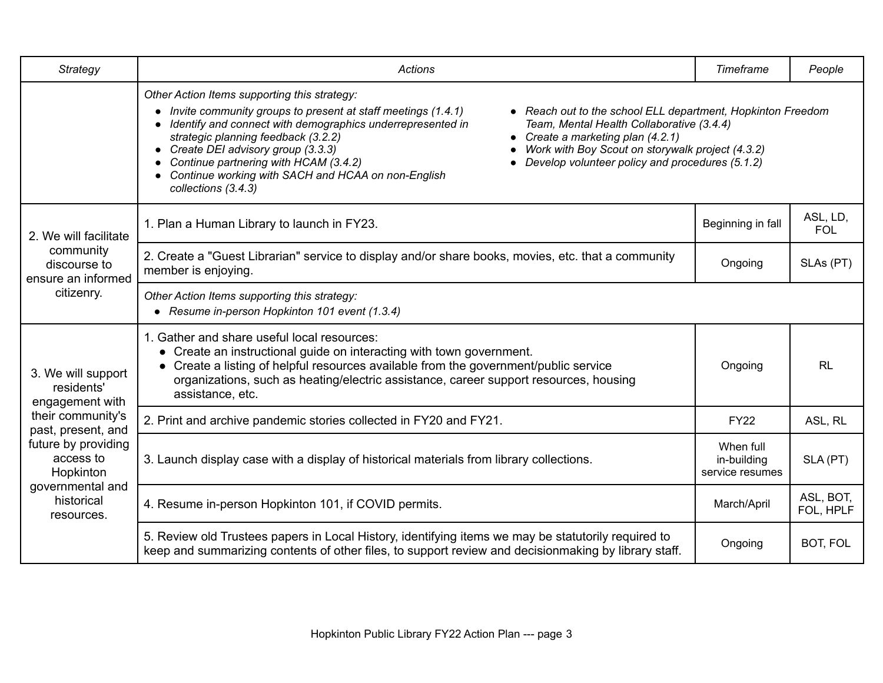| Strategy | Actions | Timeframe | People |
|---|---|---|---|
| | *Other Action Items supporting this strategy:* <br>• *Invite community groups to present at staff meetings (1.4.1)* <br>• *Identify and connect with demographics underrepresented in strategic planning feedback (3.2.2)* <br>• *Create DEI advisory group (3.3.3)* <br>• *Continue partnering with HCAM (3.4.2)* <br>• *Continue working with SACH and HCAA on non-English collections (3.4.3)* <br>• *Reach out to the school ELL department, Hopkinton Freedom Team, Mental Health Collaborative (3.4.4)* <br>• *Create a marketing plan (4.2.1)* <br>• *Work with Boy Scout on storywalk project (4.3.2)* <br>• *Develop volunteer policy and procedures (5.1.2)* | | |
| 2. We will facilitate community discourse to ensure an informed citizenry. | 1. Plan a Human Library to launch in FY23. | Beginning in fall | ASL, LD, FOL |
| | 2. Create a "Guest Librarian" service to display and/or share books, movies, etc. that a community member is enjoying. | Ongoing | SLAs (PT) |
| | *Other Action Items supporting this strategy:* <br>• *Resume in-person Hopkinton 101 event (1.3.4)* | | |
| 3. We will support residents' engagement with their community's past, present, and future by providing access to Hopkinton governmental and historical resources. | 1. Gather and share useful local resources: <br>• Create an instructional guide on interacting with town government. <br>• Create a listing of helpful resources available from the government/public service organizations, such as heating/electric assistance, career support resources, housing assistance, etc. | Ongoing | RL |
| | 2. Print and archive pandemic stories collected in FY20 and FY21. | FY22 | ASL, RL |
| | 3. Launch display case with a display of historical materials from library collections. | When full in-building service resumes | SLA (PT) |
| | 4. Resume in-person Hopkinton 101, if COVID permits. | March/April | ASL, BOT, FOL, HPLF |
| | 5. Review old Trustees papers in Local History, identifying items we may be statutorily required to keep and summarizing contents of other files, to support review and decisionmaking by library staff. | Ongoing | BOT, FOL |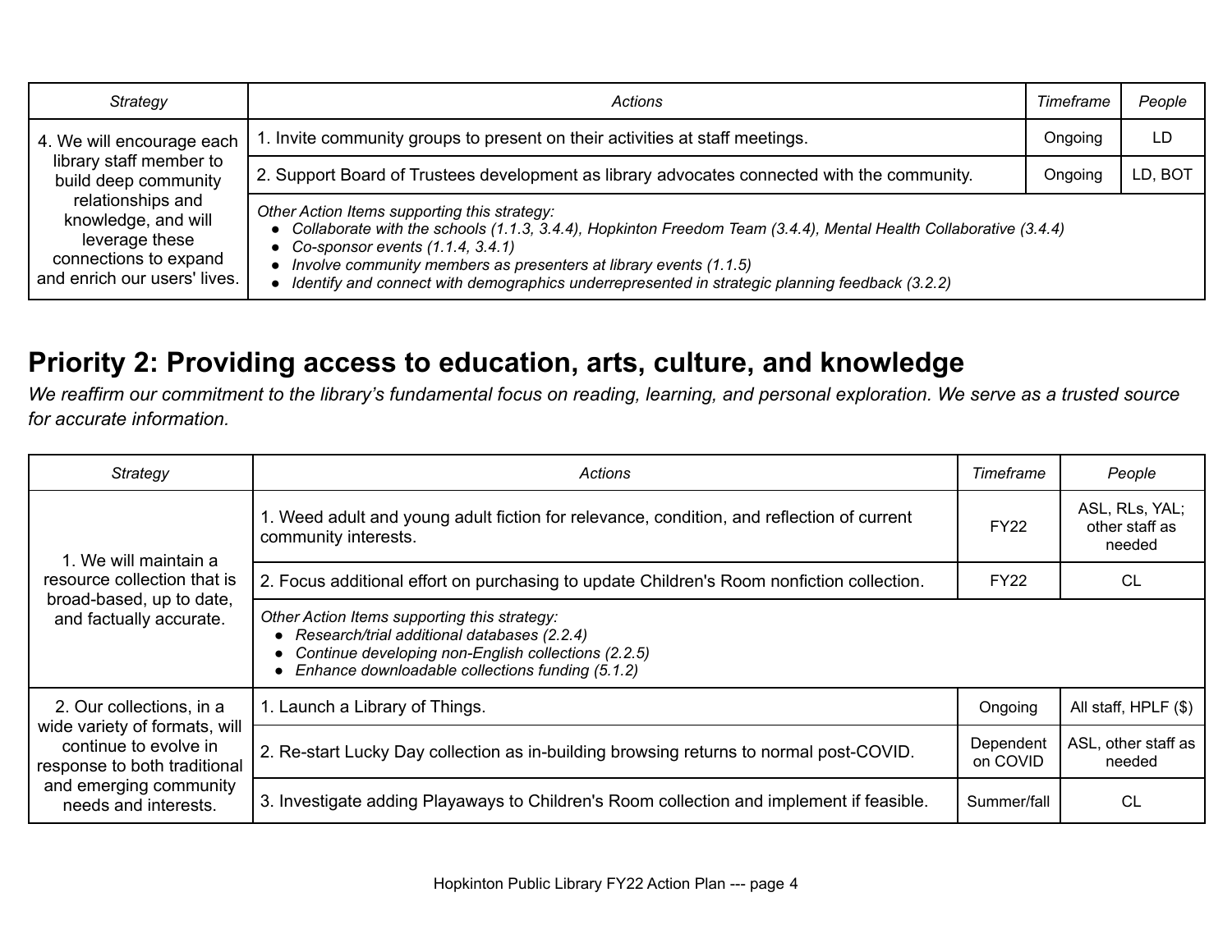| Strategy | Actions | Timeframe | People |
|---|---|---|---|
| 4. We will encourage each library staff member to build deep community relationships and knowledge, and will leverage these connections to expand and enrich our users' lives. | 1. Invite community groups to present on their activities at staff meetings. | Ongoing | LD |
| | 2. Support Board of Trustees development as library advocates connected with the community. | Ongoing | LD, BOT |
| | *Other Action Items supporting this strategy:*<br>• *Collaborate with the schools (1.1.3, 3.4.4), Hopkinton Freedom Team (3.4.4), Mental Health Collaborative (3.4.4)*<br>• *Co-sponsor events (1.1.4, 3.4.1)*<br>• *Involve community members as presenters at library events (1.1.5)*<br>• *Identify and connect with demographics underrepresented in strategic planning feedback (3.2.2)* | | |

## Priority 2: Providing access to education, arts, culture, and knowledge

*We reaffirm our commitment to the library's fundamental focus on reading, learning, and personal exploration. We serve as a trusted source for accurate information.*

| Strategy | Actions | Timeframe | People |
|---|---|---|---|
| 1. We will maintain a resource collection that is broad-based, up to date, and factually accurate. | 1. Weed adult and young adult fiction for relevance, condition, and reflection of current community interests. | FY22 | ASL, RLs, YAL; other staff as needed |
| | 2. Focus additional effort on purchasing to update Children's Room nonfiction collection. | FY22 | CL |
| | *Other Action Items supporting this strategy:*<br>• *Research/trial additional databases (2.2.4)*<br>• *Continue developing non-English collections (2.2.5)*<br>• *Enhance downloadable collections funding (5.1.2)* | | |
| 2. Our collections, in a wide variety of formats, will continue to evolve in response to both traditional and emerging community needs and interests. | 1. Launch a Library of Things. | Ongoing | All staff, HPLF ($) |
| | 2. Re-start Lucky Day collection as in-building browsing returns to normal post-COVID. | Dependent on COVID | ASL, other staff as needed |
| | 3. Investigate adding Playaways to Children's Room collection and implement if feasible. | Summer/fall | CL |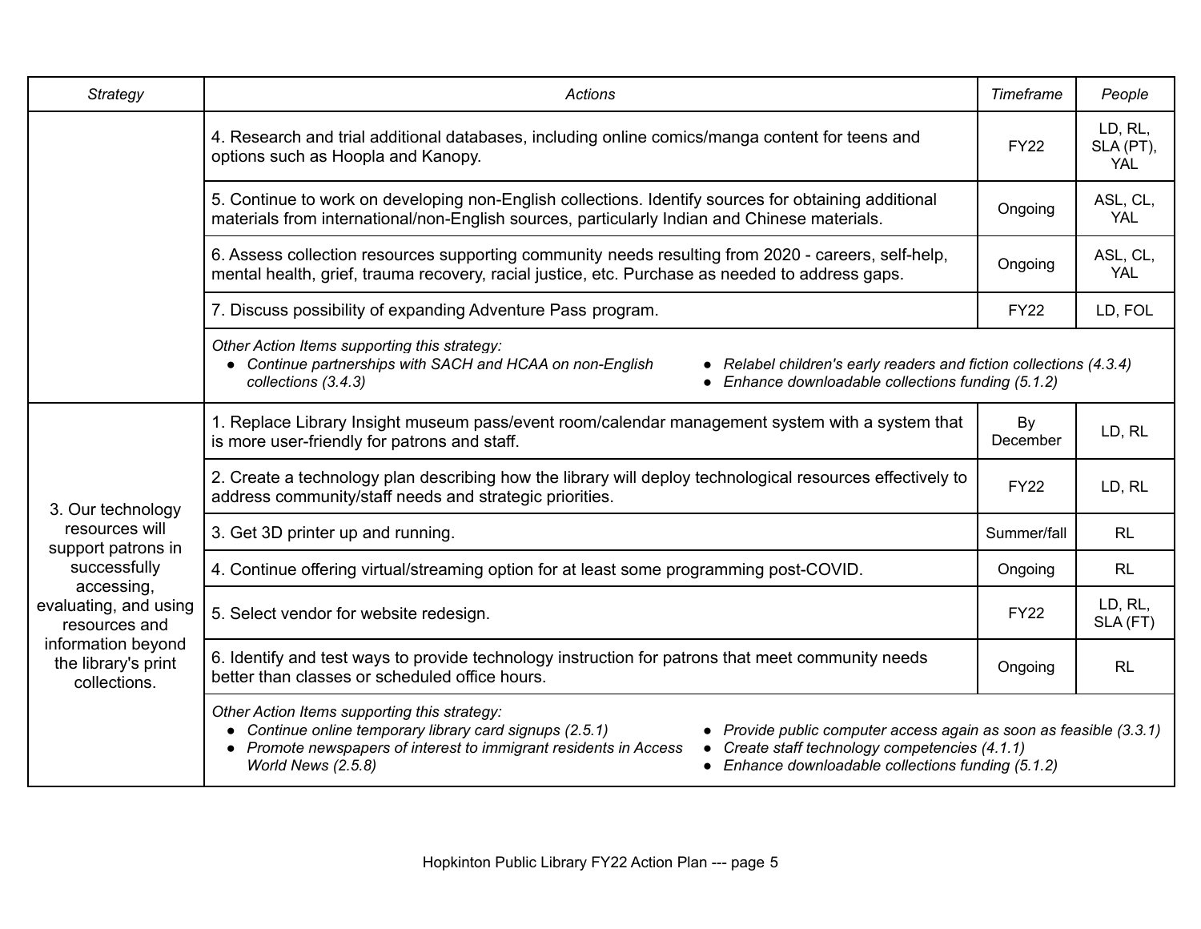| *Strategy* | *Actions* | *Timeframe* | *People* |
|---|---|---|---|
| | 4. Research and trial additional databases, including online comics/manga content for teens and options such as Hoopla and Kanopy. | FY22 | LD, RL, SLA (PT), YAL |
| | 5. Continue to work on developing non-English collections. Identify sources for obtaining additional materials from international/non-English sources, particularly Indian and Chinese materials. | Ongoing | ASL, CL, YAL |
| | 6. Assess collection resources supporting community needs resulting from 2020 - careers, self-help, mental health, grief, trauma recovery, racial justice, etc. Purchase as needed to address gaps. | Ongoing | ASL, CL, YAL |
| | 7. Discuss possibility of expanding Adventure Pass program. | FY22 | LD, FOL |
| | *Other Action Items supporting this strategy:*<br>● *Continue partnerships with SACH and HCAA on non-English collections (3.4.3)*<br>● *Relabel children's early readers and fiction collections (4.3.4)*<br>● *Enhance downloadable collections funding (5.1.2)* | | |
| 3. Our technology resources will support patrons in successfully accessing, evaluating, and using resources and information beyond the library's print collections. | 1. Replace Library Insight museum pass/event room/calendar management system with a system that is more user-friendly for patrons and staff. | By December | LD, RL |
| | 2. Create a technology plan describing how the library will deploy technological resources effectively to address community/staff needs and strategic priorities. | FY22 | LD, RL |
| | 3. Get 3D printer up and running. | Summer/fall | RL |
| | 4. Continue offering virtual/streaming option for at least some programming post-COVID. | Ongoing | RL |
| | 5. Select vendor for website redesign. | FY22 | LD, RL, SLA (FT) |
| | 6. Identify and test ways to provide technology instruction for patrons that meet community needs better than classes or scheduled office hours. | Ongoing | RL |
| | *Other Action Items supporting this strategy:*<br>● *Continue online temporary library card signups (2.5.1)*<br>● *Promote newspapers of interest to immigrant residents in Access World News (2.5.8)*<br>● *Provide public computer access again as soon as feasible (3.3.1)*<br>● *Create staff technology competencies (4.1.1)*<br>● *Enhance downloadable collections funding (5.1.2)* | | |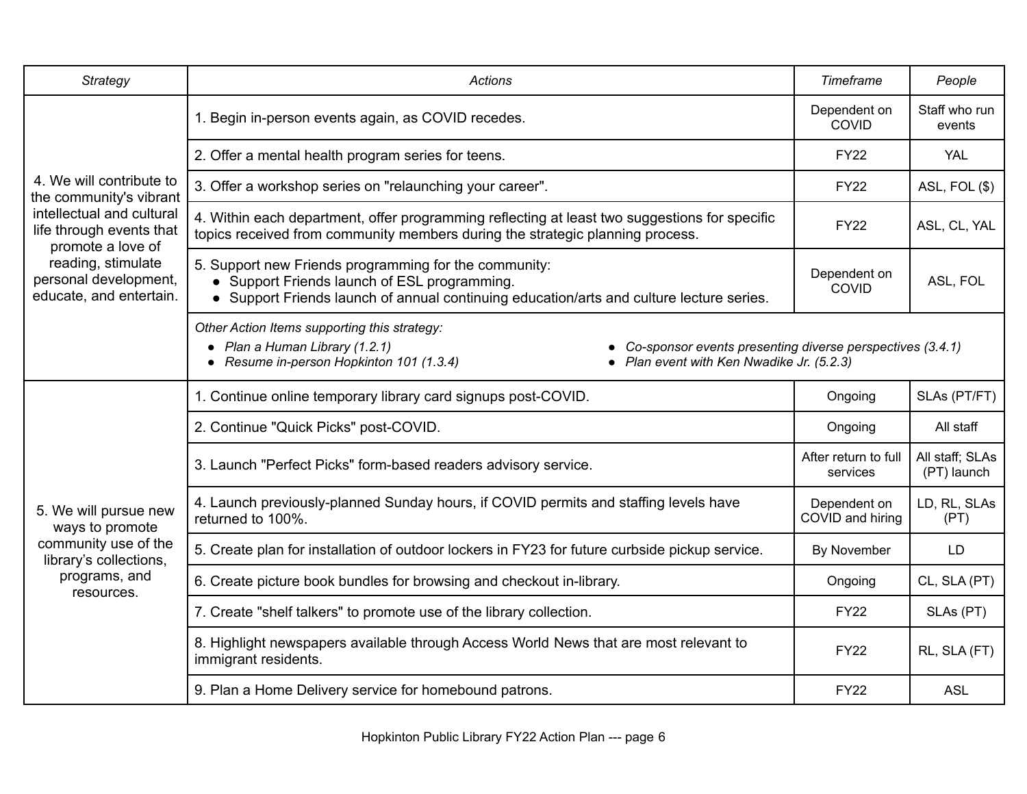| *Strategy* | *Actions* | *Timeframe* | *People* |
|---|---|---|---|
| 4. We will contribute to the community's vibrant intellectual and cultural life through events that promote a love of reading, stimulate personal development, educate, and entertain. | 1. Begin in-person events again, as COVID recedes. | Dependent on COVID | Staff who run events |
| | 2. Offer a mental health program series for teens. | FY22 | YAL |
| | 3. Offer a workshop series on "relaunching your career". | FY22 | ASL, FOL ($) |
| | 4. Within each department, offer programming reflecting at least two suggestions for specific topics received from community members during the strategic planning process. | FY22 | ASL, CL, YAL |
| | 5. Support new Friends programming for the community:<br>● Support Friends launch of ESL programming.<br>● Support Friends launch of annual continuing education/arts and culture lecture series. | Dependent on COVID | ASL, FOL |
| | *Other Action Items supporting this strategy:*<br>● *Plan a Human Library (1.2.1)*<br>● *Resume in-person Hopkinton 101 (1.3.4)*<br>● *Co-sponsor events presenting diverse perspectives (3.4.1)*<br>● *Plan event with Ken Nwadike Jr. (5.2.3)* | | |
| 5. We will pursue new ways to promote community use of the library's collections, programs, and resources. | 1. Continue online temporary library card signups post-COVID. | Ongoing | SLAs (PT/FT) |
| | 2. Continue "Quick Picks" post-COVID. | Ongoing | All staff |
| | 3. Launch "Perfect Picks" form-based readers advisory service. | After return to full services | All staff; SLAs (PT) launch |
| | 4. Launch previously-planned Sunday hours, if COVID permits and staffing levels have returned to 100%. | Dependent on COVID and hiring | LD, RL, SLAs (PT) |
| | 5. Create plan for installation of outdoor lockers in FY23 for future curbside pickup service. | By November | LD |
| | 6. Create picture book bundles for browsing and checkout in-library. | Ongoing | CL, SLA (PT) |
| | 7. Create "shelf talkers" to promote use of the library collection. | FY22 | SLAs (PT) |
| | 8. Highlight newspapers available through Access World News that are most relevant to immigrant residents. | FY22 | RL, SLA (FT) |
| | 9. Plan a Home Delivery service for homebound patrons. | FY22 | ASL |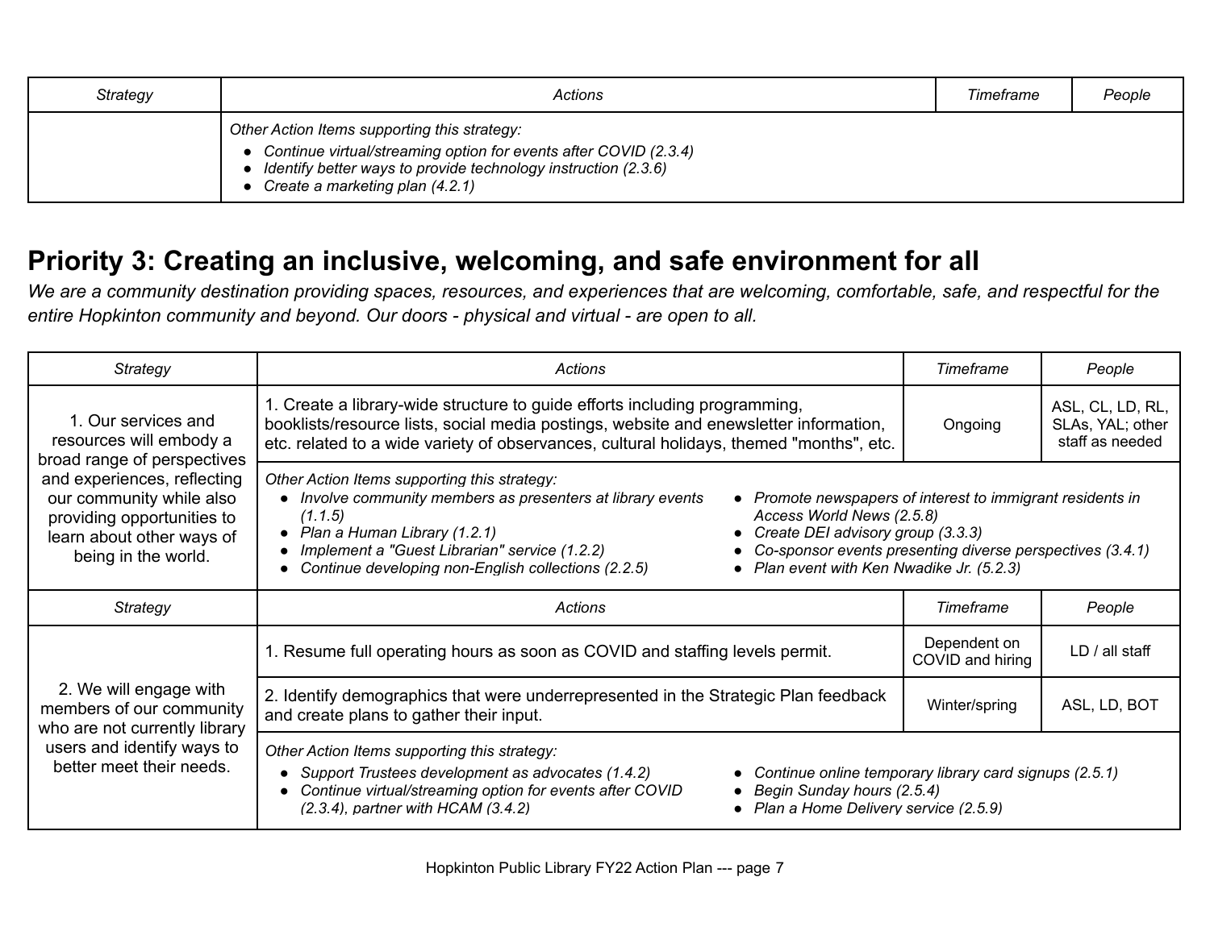| Strategy | Actions | Timeframe | People |
|---|---|---|---|
| | *Other Action Items supporting this strategy:*<br>• *Continue virtual/streaming option for events after COVID (2.3.4)*<br>• *Identify better ways to provide technology instruction (2.3.6)*<br>• *Create a marketing plan (4.2.1)* | | |

## Priority 3: Creating an inclusive, welcoming, and safe environment for all

*We are a community destination providing spaces, resources, and experiences that are welcoming, comfortable, safe, and respectful for the entire Hopkinton community and beyond. Our doors - physical and virtual - are open to all.*

| Strategy | Actions | Timeframe | People |
|---|---|---|---|
| 1. Our services and resources will embody a broad range of perspectives and experiences, reflecting our community while also providing opportunities to learn about other ways of being in the world. | 1. Create a library-wide structure to guide efforts including programming, booklists/resource lists, social media postings, website and enewsletter information, etc. related to a wide variety of observances, cultural holidays, themed "months", etc. | Ongoing | ASL, CL, LD, RL, SLAs, YAL; other staff as needed |
| | *Other Action Items supporting this strategy:*<br>• *Involve community members as presenters at library events (1.1.5)*<br>• *Plan a Human Library (1.2.1)*<br>• *Implement a "Guest Librarian" service (1.2.2)*<br>• *Continue developing non-English collections (2.2.5)*<br>• *Promote newspapers of interest to immigrant residents in Access World News (2.5.8)*<br>• *Create DEI advisory group (3.3.3)*<br>• *Co-sponsor events presenting diverse perspectives (3.4.1)*<br>• *Plan event with Ken Nwadike Jr. (5.2.3)* | | |

| Strategy | Actions | Timeframe | People |
|---|---|---|---|
| 2. We will engage with members of our community who are not currently library users and identify ways to better meet their needs. | 1. Resume full operating hours as soon as COVID and staffing levels permit. | Dependent on COVID and hiring | LD / all staff |
| | 2. Identify demographics that were underrepresented in the Strategic Plan feedback and create plans to gather their input. | Winter/spring | ASL, LD, BOT |
| | *Other Action Items supporting this strategy:*<br>• *Support Trustees development as advocates (1.4.2)*<br>• *Continue virtual/streaming option for events after COVID (2.3.4), partner with HCAM (3.4.2)*<br>• *Continue online temporary library card signups (2.5.1)*<br>• *Begin Sunday hours (2.5.4)*<br>• *Plan a Home Delivery service (2.5.9)* | | |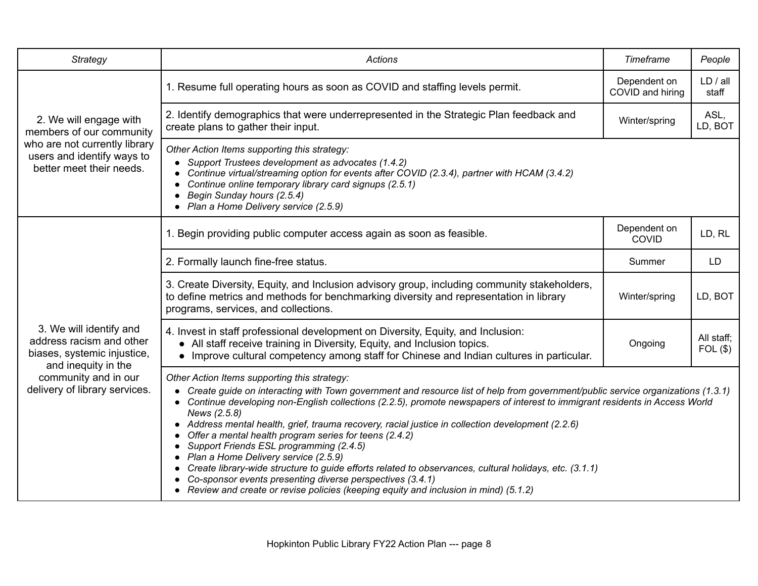| Strategy | Actions | Timeframe | People |
|---|---|---|---|
| 2. We will engage with members of our community who are not currently library users and identify ways to better meet their needs. | 1. Resume full operating hours as soon as COVID and staffing levels permit. | Dependent on COVID and hiring | LD / all staff |
| | 2. Identify demographics that were underrepresented in the Strategic Plan feedback and create plans to gather their input. | Winter/spring | ASL, LD, BOT |
| | *Other Action Items supporting this strategy:*<br>● *Support Trustees development as advocates (1.4.2)*<br>● *Continue virtual/streaming option for events after COVID (2.3.4), partner with HCAM (3.4.2)*<br>● *Continue online temporary library card signups (2.5.1)*<br>● *Begin Sunday hours (2.5.4)*<br>● *Plan a Home Delivery service (2.5.9)* | | |
| 3. We will identify and address racism and other biases, systemic injustice, and inequity in the community and in our delivery of library services. | 1. Begin providing public computer access again as soon as feasible. | Dependent on COVID | LD, RL |
| | 2. Formally launch fine-free status. | Summer | LD |
| | 3. Create Diversity, Equity, and Inclusion advisory group, including community stakeholders, to define metrics and methods for benchmarking diversity and representation in library programs, services, and collections. | Winter/spring | LD, BOT |
| | 4. Invest in staff professional development on Diversity, Equity, and Inclusion:<br>● All staff receive training in Diversity, Equity, and Inclusion topics.<br>● Improve cultural competency among staff for Chinese and Indian cultures in particular. | Ongoing | All staff; FOL ($) |
| | *Other Action Items supporting this strategy:*<br>● *Create guide on interacting with Town government and resource list of help from government/public service organizations (1.3.1)*<br>● *Continue developing non-English collections (2.2.5), promote newspapers of interest to immigrant residents in Access World News (2.5.8)*<br>● *Address mental health, grief, trauma recovery, racial justice in collection development (2.2.6)*<br>● *Offer a mental health program series for teens (2.4.2)*<br>● *Support Friends ESL programming (2.4.5)*<br>● *Plan a Home Delivery service (2.5.9)*<br>● *Create library-wide structure to guide efforts related to observances, cultural holidays, etc. (3.1.1)*<br>● *Co-sponsor events presenting diverse perspectives (3.4.1)*<br>● *Review and create or revise policies (keeping equity and inclusion in mind) (5.1.2)* | | |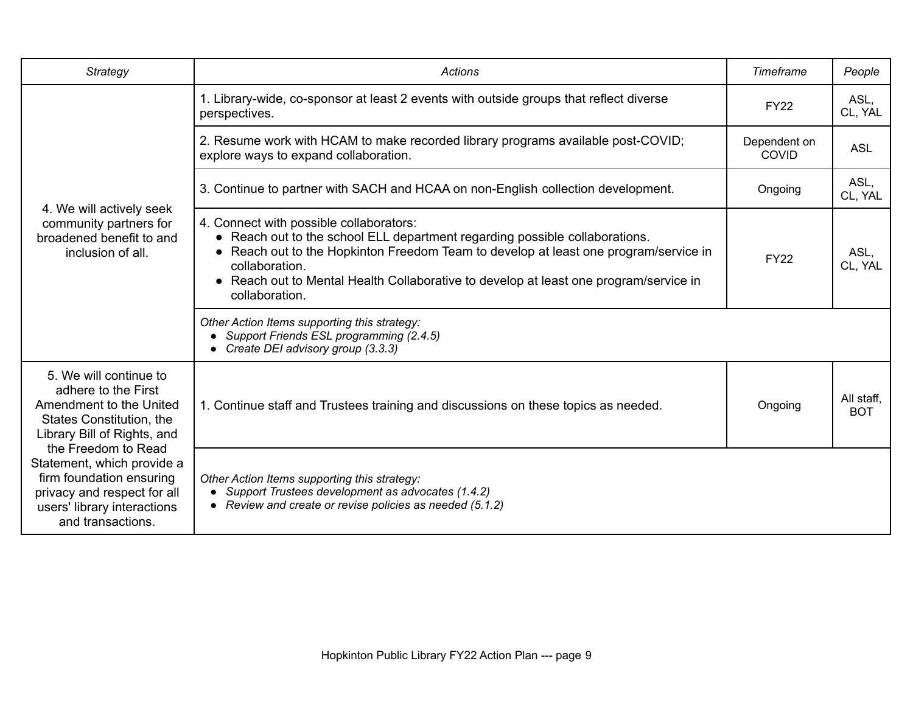| *Strategy* | *Actions* | *Timeframe* | *People* |
|---|---|---|---|
| 4. We will actively seek community partners for broadened benefit to and inclusion of all. | 1. Library-wide, co-sponsor at least 2 events with outside groups that reflect diverse perspectives. | FY22 | ASL, CL, YAL |
| | 2. Resume work with HCAM to make recorded library programs available post-COVID; explore ways to expand collaboration. | Dependent on COVID | ASL |
| | 3. Continue to partner with SACH and HCAA on non-English collection development. | Ongoing | ASL, CL, YAL |
| | 4. Connect with possible collaborators:<br>● Reach out to the school ELL department regarding possible collaborations.<br>● Reach out to the Hopkinton Freedom Team to develop at least one program/service in collaboration.<br>● Reach out to Mental Health Collaborative to develop at least one program/service in collaboration. | FY22 | ASL, CL, YAL |
| | *Other Action Items supporting this strategy:*<br>● *Support Friends ESL programming (2.4.5)*<br>● *Create DEI advisory group (3.3.3)* | | |
| 5. We will continue to adhere to the First Amendment to the United States Constitution, the Library Bill of Rights, and the Freedom to Read Statement, which provide a firm foundation ensuring privacy and respect for all users' library interactions and transactions. | 1. Continue staff and Trustees training and discussions on these topics as needed. | Ongoing | All staff, BOT |
| | *Other Action Items supporting this strategy:*<br>● *Support Trustees development as advocates (1.4.2)*<br>● *Review and create or revise policies as needed (5.1.2)* | | |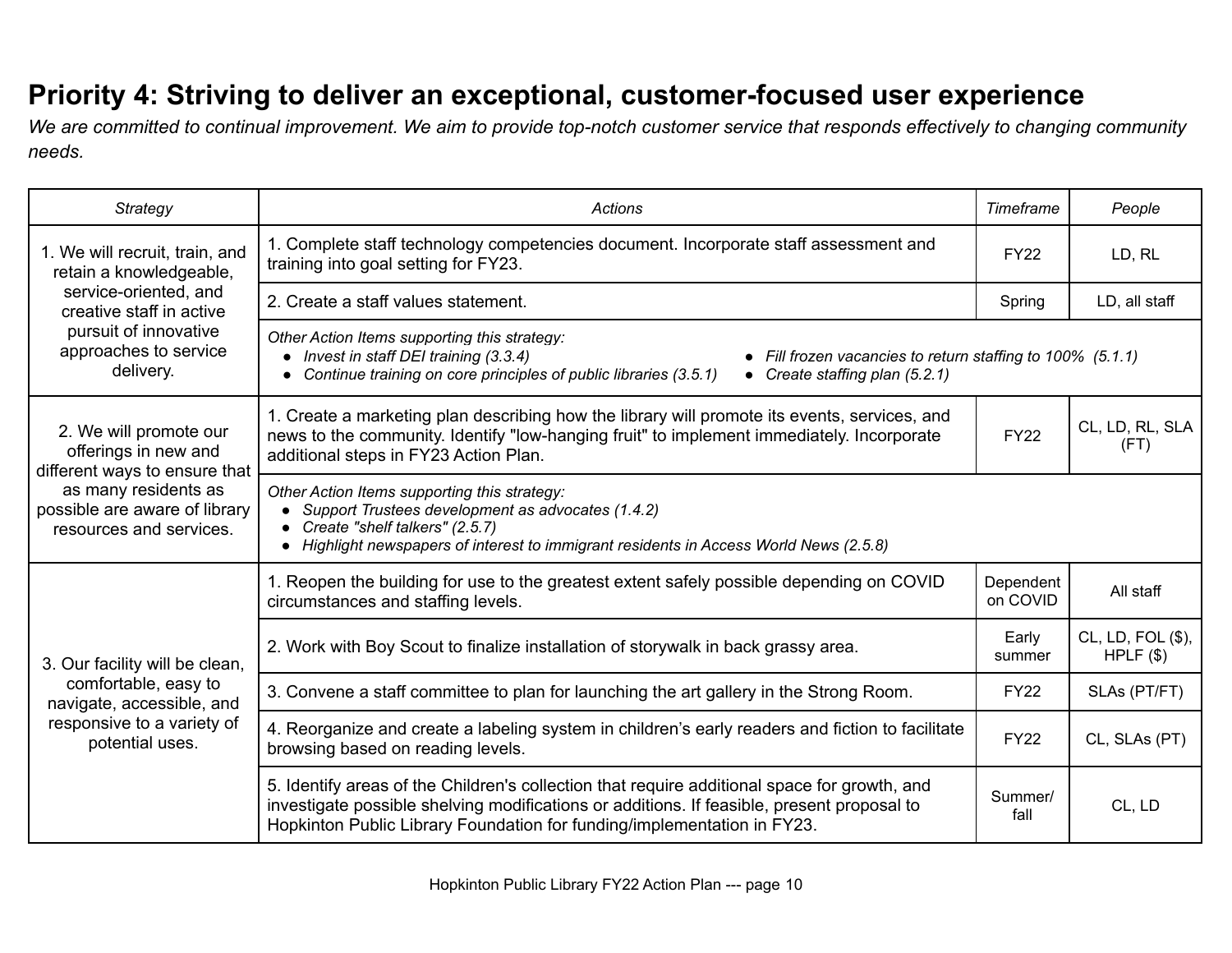# Priority 4: Striving to deliver an exceptional, customer-focused user experience

*We are committed to continual improvement. We aim to provide top-notch customer service that responds effectively to changing community needs.*

| *Strategy* | *Actions* | *Timeframe* | *People* |
|---|---|---|---|
| 1. We will recruit, train, and retain a knowledgeable, service-oriented, and creative staff in active pursuit of innovative approaches to service delivery. | 1. Complete staff technology competencies document. Incorporate staff assessment and training into goal setting for FY23. | FY22 | LD, RL |
| | 2. Create a staff values statement. | Spring | LD, all staff |
| | *Other Action Items supporting this strategy:* <br> ● *Invest in staff DEI training (3.3.4)* <br> ● *Continue training on core principles of public libraries (3.5.1)* <br> ● *Fill frozen vacancies to return staffing to 100% (5.1.1)* <br> ● *Create staffing plan (5.2.1)* | | |
| 2. We will promote our offerings in new and different ways to ensure that as many residents as possible are aware of library resources and services. | 1. Create a marketing plan describing how the library will promote its events, services, and news to the community. Identify "low-hanging fruit" to implement immediately. Incorporate additional steps in FY23 Action Plan. | FY22 | CL, LD, RL, SLA (FT) |
| | *Other Action Items supporting this strategy:* <br> ● *Support Trustees development as advocates (1.4.2)* <br> ● *Create "shelf talkers" (2.5.7)* <br> ● *Highlight newspapers of interest to immigrant residents in Access World News (2.5.8)* | | |
| 3. Our facility will be clean, comfortable, easy to navigate, accessible, and responsive to a variety of potential uses. | 1. Reopen the building for use to the greatest extent safely possible depending on COVID circumstances and staffing levels. | Dependent on COVID | All staff |
| | 2. Work with Boy Scout to finalize installation of storywalk in back grassy area. | Early summer | CL, LD, FOL ($), HPLF ($) |
| | 3. Convene a staff committee to plan for launching the art gallery in the Strong Room. | FY22 | SLAs (PT/FT) |
| | 4. Reorganize and create a labeling system in children's early readers and fiction to facilitate browsing based on reading levels. | FY22 | CL, SLAs (PT) |
| | 5. Identify areas of the Children's collection that require additional space for growth, and investigate possible shelving modifications or additions. If feasible, present proposal to Hopkinton Public Library Foundation for funding/implementation in FY23. | Summer/ fall | CL, LD |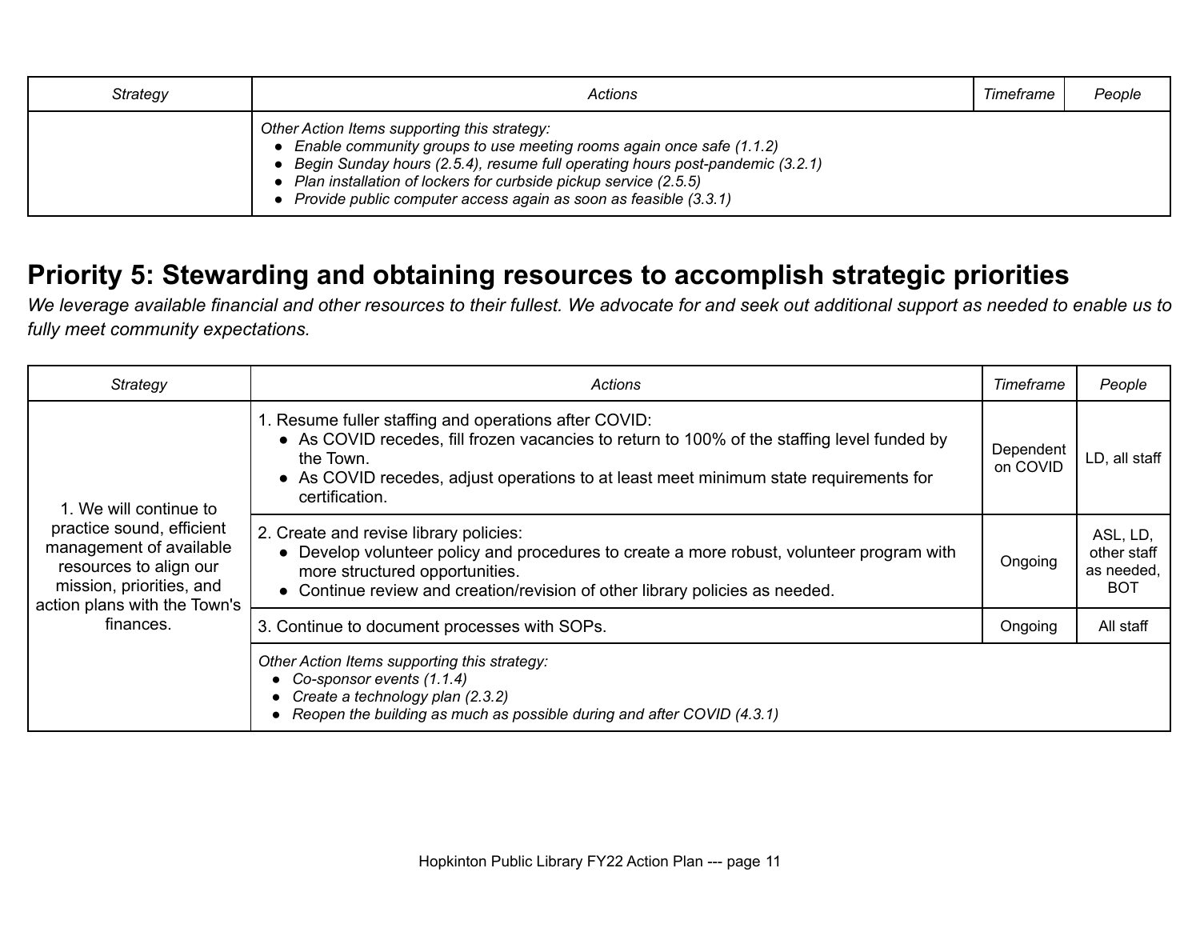| Strategy | Actions | Timeframe | People |
| --- | --- | --- | --- |
| | *Other Action Items supporting this strategy:*<br>• *Enable community groups to use meeting rooms again once safe (1.1.2)*<br>• *Begin Sunday hours (2.5.4), resume full operating hours post-pandemic (3.2.1)*<br>• *Plan installation of lockers for curbside pickup service (2.5.5)*<br>• *Provide public computer access again as soon as feasible (3.3.1)* | | |

## Priority 5: Stewarding and obtaining resources to accomplish strategic priorities

*We leverage available financial and other resources to their fullest. We advocate for and seek out additional support as needed to enable us to fully meet community expectations.*

| Strategy | Actions | Timeframe | People |
| --- | --- | --- | --- |
| 1. We will continue to practice sound, efficient management of available resources to align our mission, priorities, and action plans with the Town's finances. | 1. Resume fuller staffing and operations after COVID:<br>• As COVID recedes, fill frozen vacancies to return to 100% of the staffing level funded by the Town.<br>• As COVID recedes, adjust operations to at least meet minimum state requirements for certification. | Dependent on COVID | LD, all staff |
| | 2. Create and revise library policies:<br>• Develop volunteer policy and procedures to create a more robust, volunteer program with more structured opportunities.<br>• Continue review and creation/revision of other library policies as needed. | Ongoing | ASL, LD, other staff as needed, BOT |
| | 3. Continue to document processes with SOPs. | Ongoing | All staff |
| | *Other Action Items supporting this strategy:*<br>• *Co-sponsor events (1.1.4)*<br>• *Create a technology plan (2.3.2)*<br>• *Reopen the building as much as possible during and after COVID (4.3.1)* | | |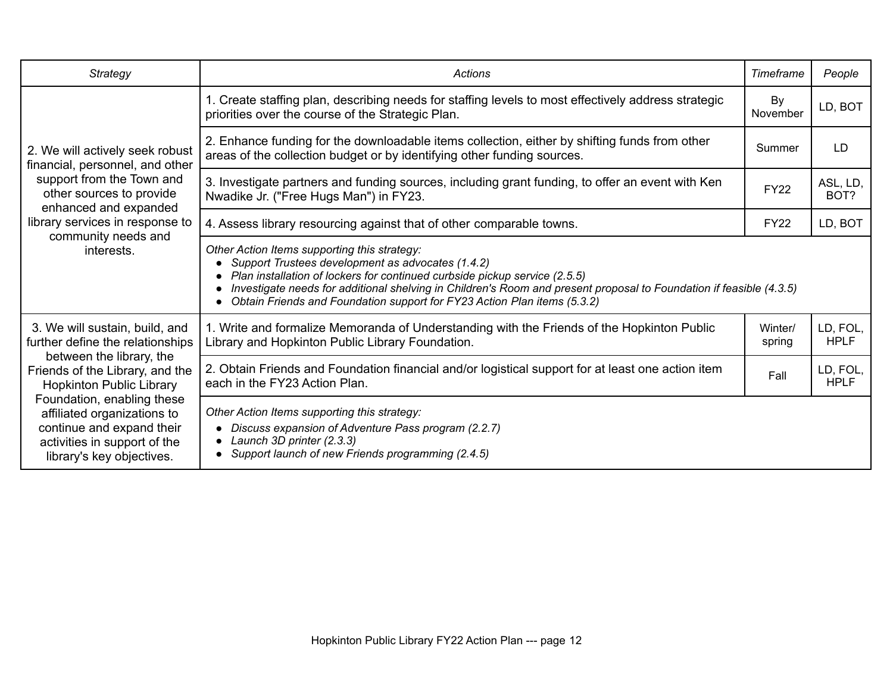| *Strategy* | *Actions* | *Timeframe* | *People* |
|---|---|---|---|
| 2. We will actively seek robust financial, personnel, and other support from the Town and other sources to provide enhanced and expanded library services in response to community needs and interests. | 1. Create staffing plan, describing needs for staffing levels to most effectively address strategic priorities over the course of the Strategic Plan. | By November | LD, BOT |
| | 2. Enhance funding for the downloadable items collection, either by shifting funds from other areas of the collection budget or by identifying other funding sources. | Summer | LD |
| | 3. Investigate partners and funding sources, including grant funding, to offer an event with Ken Nwadike Jr. ("Free Hugs Man") in FY23. | FY22 | ASL, LD, BOT? |
| | 4. Assess library resourcing against that of other comparable towns. | FY22 | LD, BOT |
| | *Other Action Items supporting this strategy:* <br>● *Support Trustees development as advocates (1.4.2)* <br>● *Plan installation of lockers for continued curbside pickup service (2.5.5)* <br>● *Investigate needs for additional shelving in Children's Room and present proposal to Foundation if feasible (4.3.5)* <br>● *Obtain Friends and Foundation support for FY23 Action Plan items (5.3.2)* | | |
| 3. We will sustain, build, and further define the relationships between the library, the Friends of the Library, and the Hopkinton Public Library Foundation, enabling these affiliated organizations to continue and expand their activities in support of the library's key objectives. | 1. Write and formalize Memoranda of Understanding with the Friends of the Hopkinton Public Library and Hopkinton Public Library Foundation. | Winter/ spring | LD, FOL, HPLF |
| | 2. Obtain Friends and Foundation financial and/or logistical support for at least one action item each in the FY23 Action Plan. | Fall | LD, FOL, HPLF |
| | *Other Action Items supporting this strategy:* <br>● *Discuss expansion of Adventure Pass program (2.2.7)* <br>● *Launch 3D printer (2.3.3)* <br>● *Support launch of new Friends programming (2.4.5)* | | |